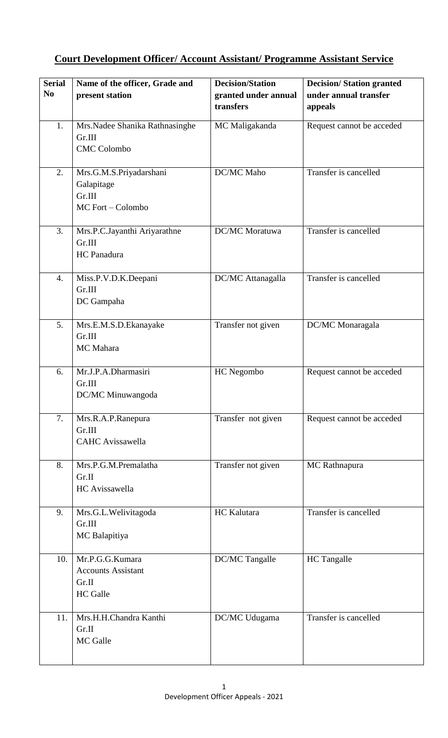## Court Development Officer/ Account Assistant/ Programme Assistant Service

| Serial No | Name of the officer, Grade and present station | Decision/Station granted under annual transfers | Decision/ Station granted under annual transfer appeals |
|---|---|---|---|
| 1. | Mrs.Nadee Shanika Rathnasinghe<br>Gr.III<br>CMC Colombo | MC Maligakanda | Request cannot be acceded |
| 2. | Mrs.G.M.S.Priyadarshani Galapitage<br>Gr.III<br>MC Fort – Colombo | DC/MC Maho | Transfer is cancelled |
| 3. | Mrs.P.C.Jayanthi Ariyarathne<br>Gr.III<br>HC Panadura | DC/MC Moratuwa | Transfer is cancelled |
| 4. | Miss.P.V.D.K.Deepani<br>Gr.III<br>DC Gampaha | DC/MC Attanagalla | Transfer is cancelled |
| 5. | Mrs.E.M.S.D.Ekanayake<br>Gr.III<br>MC Mahara | Transfer not given | DC/MC Monaragala |
| 6. | Mr.J.P.A.Dharmasiri<br>Gr.III<br>DC/MC Minuwangoda | HC Negombo | Request cannot be acceded |
| 7. | Mrs.R.A.P.Ranepura<br>Gr.III<br>CAHC Avissawella | Transfer not given | Request cannot be acceded |
| 8. | Mrs.P.G.M.Premalatha<br>Gr.II<br>HC Avissawella | Transfer not given | MC Rathnapura |
| 9. | Mrs.G.L.Welivitagoda<br>Gr.III<br>MC Balapitiya | HC Kalutara | Transfer is cancelled |
| 10. | Mr.P.G.G.Kumara<br>Accounts Assistant<br>Gr.II<br>HC Galle | DC/MC Tangalle | HC Tangalle |
| 11. | Mrs.H.H.Chandra Kanthi<br>Gr.II<br>MC Galle | DC/MC Udugama | Transfer is cancelled |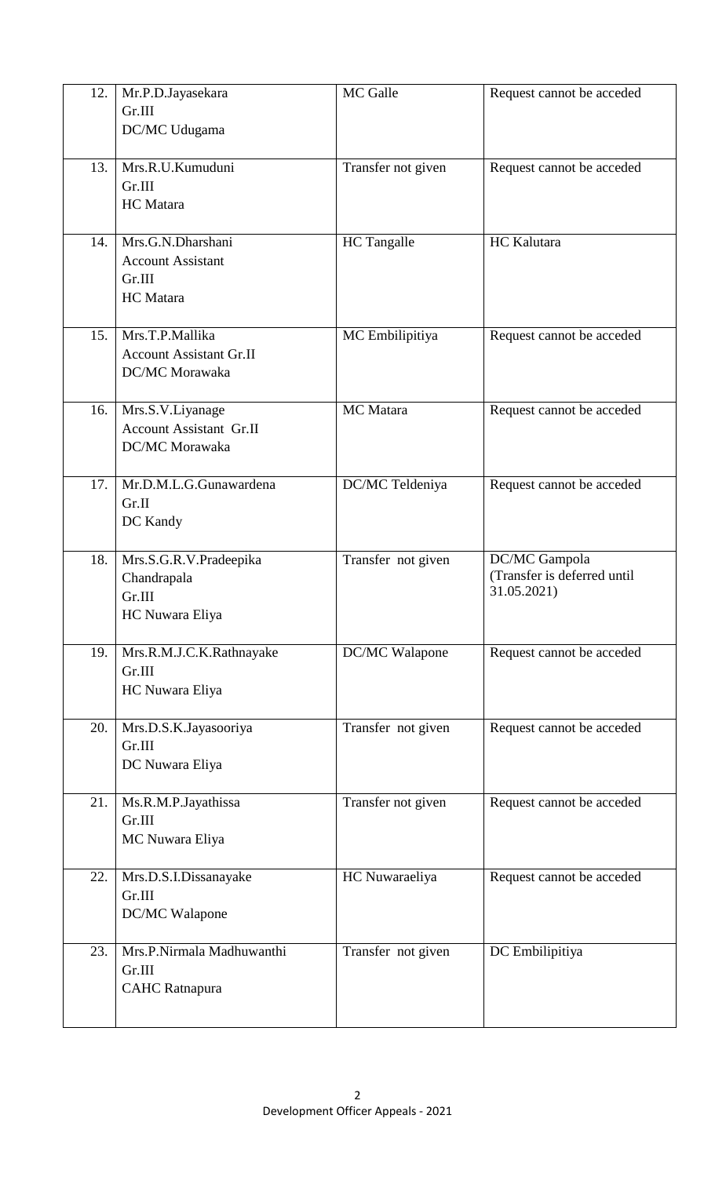| 12. | Mr.P.D.Jayasekara<br>Gr.III<br>DC/MC Udugama | MC Galle | Request cannot be acceded |
|---|---|---|---|
| 13. | Mrs.R.U.Kumuduni<br>Gr.III<br>HC Matara | Transfer not given | Request cannot be acceded |
| 14. | Mrs.G.N.Dharshani<br>Account Assistant<br>Gr.III<br>HC Matara | HC Tangalle | HC Kalutara |
| 15. | Mrs.T.P.Mallika<br>Account Assistant Gr.II<br>DC/MC Morawaka | MC Embilipitiya | Request cannot be acceded |
| 16. | Mrs.S.V.Liyanage<br>Account Assistant Gr.II<br>DC/MC Morawaka | MC Matara | Request cannot be acceded |
| 17. | Mr.D.M.L.G.Gunawardena<br>Gr.II<br>DC Kandy | DC/MC Teldeniya | Request cannot be acceded |
| 18. | Mrs.S.G.R.V.Pradeepika Chandrapala<br>Gr.III<br>HC Nuwara Eliya | Transfer not given | DC/MC Gampola<br>(Transfer is deferred until 31.05.2021) |
| 19. | Mrs.R.M.J.C.K.Rathnayake<br>Gr.III<br>HC Nuwara Eliya | DC/MC Walapone | Request cannot be acceded |
| 20. | Mrs.D.S.K.Jayasooriya<br>Gr.III<br>DC Nuwara Eliya | Transfer not given | Request cannot be acceded |
| 21. | Ms.R.M.P.Jayathissa<br>Gr.III<br>MC Nuwara Eliya | Transfer not given | Request cannot be acceded |
| 22. | Mrs.D.S.I.Dissanayake<br>Gr.III<br>DC/MC Walapone | HC Nuwaraeliya | Request cannot be acceded |
| 23. | Mrs.P.Nirmala Madhuwanthi<br>Gr.III<br>CAHC Ratnapura | Transfer not given | DC Embilipitiya |

Development Officer Appeals - 2021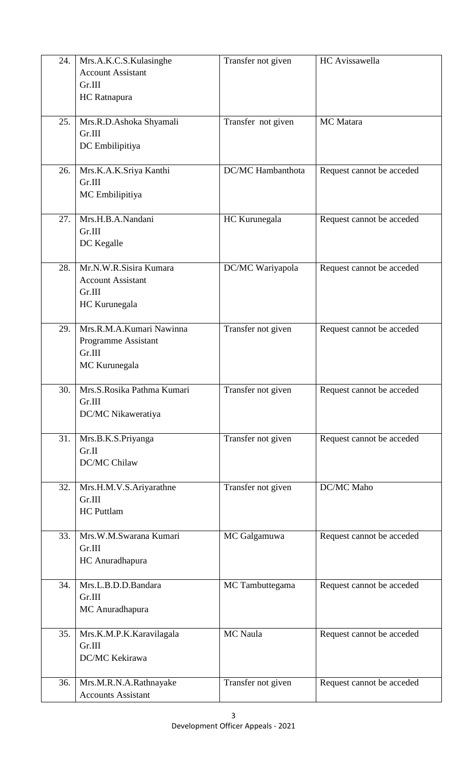| | | | |
|---|---|---|---|
| 24. | Mrs.A.K.C.S.Kulasinghe<br>Account Assistant<br>Gr.III<br>HC Ratnapura | Transfer not given | HC Avissawella |
| 25. | Mrs.R.D.Ashoka Shyamali<br>Gr.III<br>DC Embilipitiya | Transfer not given | MC Matara |
| 26. | Mrs.K.A.K.Sriya Kanthi<br>Gr.III<br>MC Embilipitiya | DC/MC Hambanthota | Request cannot be acceded |
| 27. | Mrs.H.B.A.Nandani<br>Gr.III<br>DC Kegalle | HC Kurunegala | Request cannot be acceded |
| 28. | Mr.N.W.R.Sisira Kumara<br>Account Assistant<br>Gr.III<br>HC Kurunegala | DC/MC Wariyapola | Request cannot be acceded |
| 29. | Mrs.R.M.A.Kumari Nawinna<br>Programme Assistant<br>Gr.III<br>MC Kurunegala | Transfer not given | Request cannot be acceded |
| 30. | Mrs.S.Rosika Pathma Kumari<br>Gr.III<br>DC/MC Nikaweratiya | Transfer not given | Request cannot be acceded |
| 31. | Mrs.B.K.S.Priyanga<br>Gr.II<br>DC/MC Chilaw | Transfer not given | Request cannot be acceded |
| 32. | Mrs.H.M.V.S.Ariyarathne<br>Gr.III<br>HC Puttlam | Transfer not given | DC/MC Maho |
| 33. | Mrs.W.M.Swarana Kumari<br>Gr.III<br>HC Anuradhapura | MC Galgamuwa | Request cannot be acceded |
| 34. | Mrs.L.B.D.D.Bandara<br>Gr.III<br>MC Anuradhapura | MC Tambuttegama | Request cannot be acceded |
| 35. | Mrs.K.M.P.K.Karavilagala<br>Gr.III<br>DC/MC Kekirawa | MC Naula | Request cannot be acceded |
| 36. | Mrs.M.R.N.A.Rathnayake<br>Accounts Assistant | Transfer not given | Request cannot be acceded |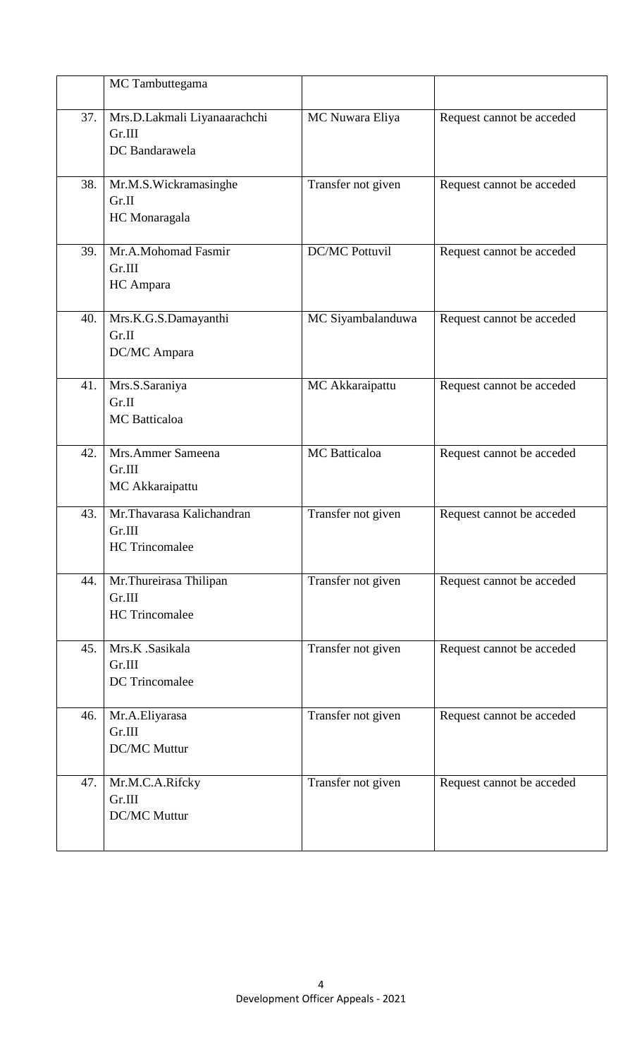| | | | |
|---|---|---|---|
| | MC Tambuttegama | | |
| 37. | Mrs.D.Lakmali Liyanaarachchi<br>Gr.III<br>DC Bandarawela | MC Nuwara Eliya | Request cannot be acceded |
| 38. | Mr.M.S.Wickramasinghe<br>Gr.II<br>HC Monaragala | Transfer not given | Request cannot be acceded |
| 39. | Mr.A.Mohomad Fasmir<br>Gr.III<br>HC Ampara | DC/MC Pottuvil | Request cannot be acceded |
| 40. | Mrs.K.G.S.Damayanthi<br>Gr.II<br>DC/MC Ampara | MC Siyambalanduwa | Request cannot be acceded |
| 41. | Mrs.S.Saraniya<br>Gr.II<br>MC Batticaloa | MC Akkaraipattu | Request cannot be acceded |
| 42. | Mrs.Ammer Sameena<br>Gr.III<br>MC Akkaraipattu | MC Batticaloa | Request cannot be acceded |
| 43. | Mr.Thavarasa Kalichandran<br>Gr.III<br>HC Trincomalee | Transfer not given | Request cannot be acceded |
| 44. | Mr.Thureirasa Thilipan<br>Gr.III<br>HC Trincomalee | Transfer not given | Request cannot be acceded |
| 45. | Mrs.K .Sasikala<br>Gr.III<br>DC Trincomalee | Transfer not given | Request cannot be acceded |
| 46. | Mr.A.Eliyarasa<br>Gr.III<br>DC/MC Muttur | Transfer not given | Request cannot be acceded |
| 47. | Mr.M.C.A.Rifcky<br>Gr.III<br>DC/MC Muttur | Transfer not given | Request cannot be acceded |